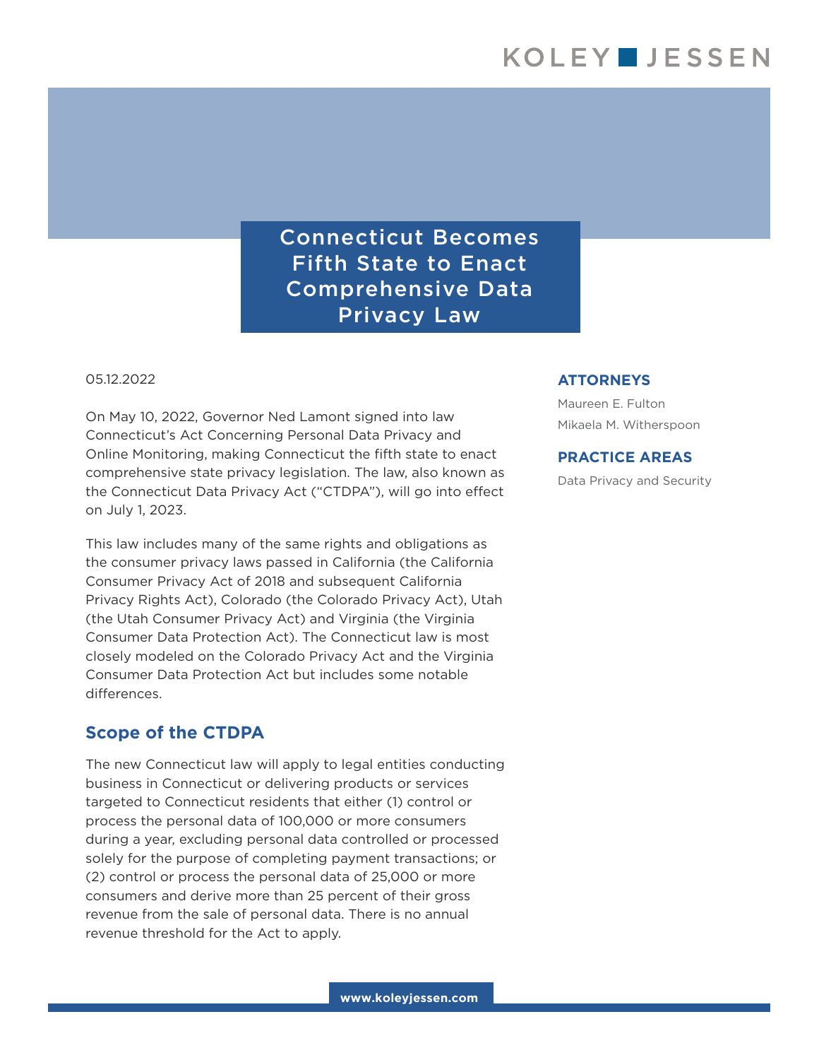# Connecticut Becomes Fifth State to Enact Comprehensive Data Privacy Law

05.12.2022

On May 10, 2022, Governor Ned Lamont signed into law Connecticut's Act Concerning Personal Data Privacy and Online Monitoring, making Connecticut the fifth state to enact comprehensive state privacy legislation. The law, also known as the Connecticut Data Privacy Act ("CTDPA"), will go into effect on July 1, 2023.

This law includes many of the same rights and obligations as the consumer privacy laws passed in California (the California Consumer Privacy Act of 2018 and subsequent California Privacy Rights Act), Colorado (the Colorado Privacy Act), Utah (the Utah Consumer Privacy Act) and Virginia (the Virginia Consumer Data Protection Act). The Connecticut law is most closely modeled on the Colorado Privacy Act and the Virginia Consumer Data Protection Act but includes some notable differences.

## Scope of the CTDPA

The new Connecticut law will apply to legal entities conducting business in Connecticut or delivering products or services targeted to Connecticut residents that either (1) control or process the personal data of 100,000 or more consumers during a year, excluding personal data controlled or processed solely for the purpose of completing payment transactions; or (2) control or process the personal data of 25,000 or more consumers and derive more than 25 percent of their gross revenue from the sale of personal data. There is no annual revenue threshold for the Act to apply.

**ATTORNEYS**

Maureen E. Fulton

Mikaela M. Witherspoon

**PRACTICE AREAS**

Data Privacy and Security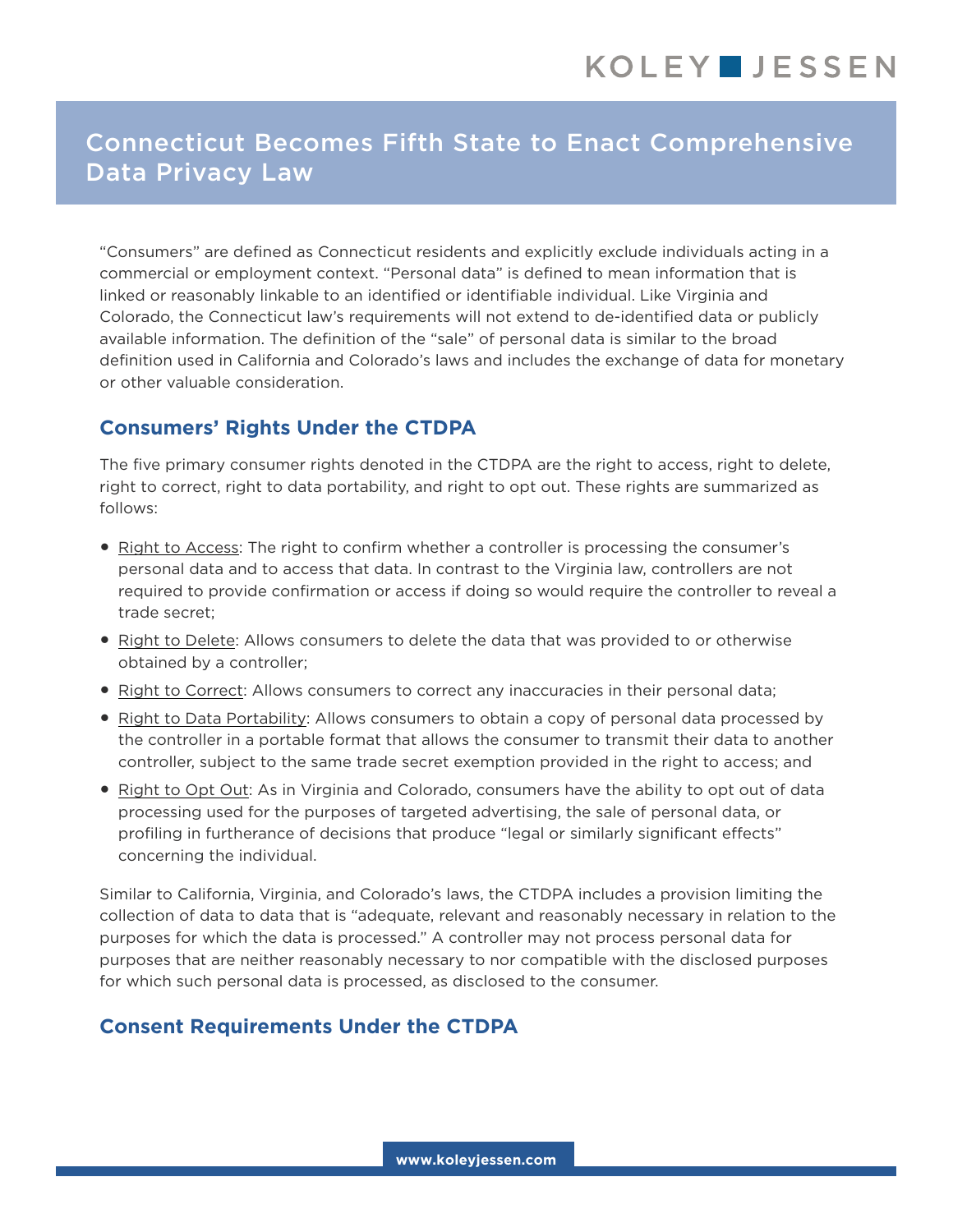"Consumers" are defined as Connecticut residents and explicitly exclude individuals acting in a commercial or employment context. "Personal data" is defined to mean information that is linked or reasonably linkable to an identified or identifiable individual. Like Virginia and Colorado, the Connecticut law's requirements will not extend to de-identified data or publicly available information. The definition of the "sale" of personal data is similar to the broad definition used in California and Colorado's laws and includes the exchange of data for monetary or other valuable consideration.

## Consumers' Rights Under the CTDPA

The five primary consumer rights denoted in the CTDPA are the right to access, right to delete, right to correct, right to data portability, and right to opt out. These rights are summarized as follows:

- Right to Access: The right to confirm whether a controller is processing the consumer's personal data and to access that data. In contrast to the Virginia law, controllers are not required to provide confirmation or access if doing so would require the controller to reveal a trade secret;
- Right to Delete: Allows consumers to delete the data that was provided to or otherwise obtained by a controller;
- Right to Correct: Allows consumers to correct any inaccuracies in their personal data;
- Right to Data Portability: Allows consumers to obtain a copy of personal data processed by the controller in a portable format that allows the consumer to transmit their data to another controller, subject to the same trade secret exemption provided in the right to access; and
- Right to Opt Out: As in Virginia and Colorado, consumers have the ability to opt out of data processing used for the purposes of targeted advertising, the sale of personal data, or profiling in furtherance of decisions that produce "legal or similarly significant effects" concerning the individual.

Similar to California, Virginia, and Colorado's laws, the CTDPA includes a provision limiting the collection of data to data that is "adequate, relevant and reasonably necessary in relation to the purposes for which the data is processed." A controller may not process personal data for purposes that are neither reasonably necessary to nor compatible with the disclosed purposes for which such personal data is processed, as disclosed to the consumer.

## Consent Requirements Under the CTDPA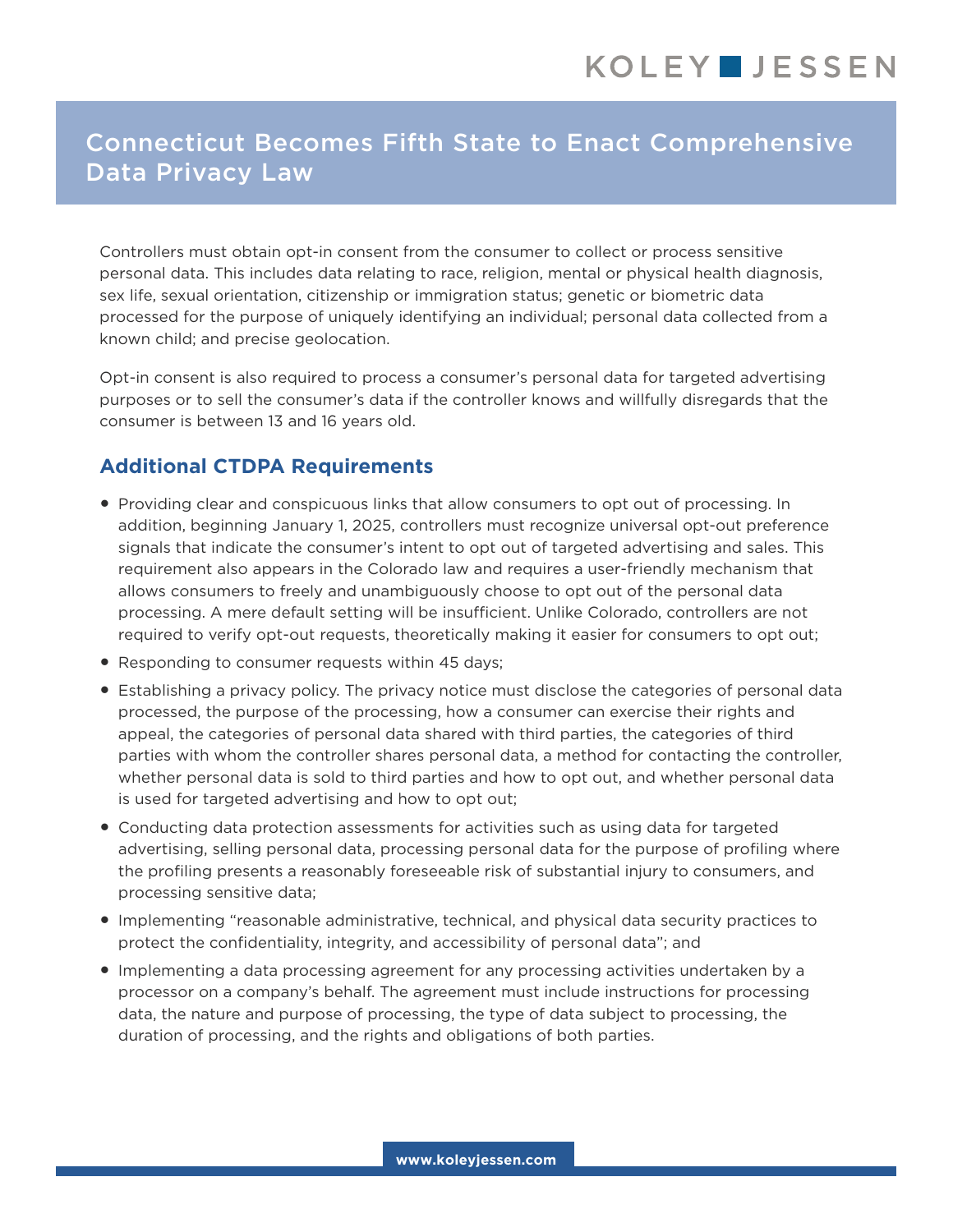Controllers must obtain opt-in consent from the consumer to collect or process sensitive personal data. This includes data relating to race, religion, mental or physical health diagnosis, sex life, sexual orientation, citizenship or immigration status; genetic or biometric data processed for the purpose of uniquely identifying an individual; personal data collected from a known child; and precise geolocation.

Opt-in consent is also required to process a consumer's personal data for targeted advertising purposes or to sell the consumer's data if the controller knows and willfully disregards that the consumer is between 13 and 16 years old.

## Additional CTDPA Requirements

- Providing clear and conspicuous links that allow consumers to opt out of processing. In addition, beginning January 1, 2025, controllers must recognize universal opt-out preference signals that indicate the consumer's intent to opt out of targeted advertising and sales. This requirement also appears in the Colorado law and requires a user-friendly mechanism that allows consumers to freely and unambiguously choose to opt out of the personal data processing. A mere default setting will be insufficient. Unlike Colorado, controllers are not required to verify opt-out requests, theoretically making it easier for consumers to opt out;
- Responding to consumer requests within 45 days;
- Establishing a privacy policy. The privacy notice must disclose the categories of personal data processed, the purpose of the processing, how a consumer can exercise their rights and appeal, the categories of personal data shared with third parties, the categories of third parties with whom the controller shares personal data, a method for contacting the controller, whether personal data is sold to third parties and how to opt out, and whether personal data is used for targeted advertising and how to opt out;
- Conducting data protection assessments for activities such as using data for targeted advertising, selling personal data, processing personal data for the purpose of profiling where the profiling presents a reasonably foreseeable risk of substantial injury to consumers, and processing sensitive data;
- Implementing "reasonable administrative, technical, and physical data security practices to protect the confidentiality, integrity, and accessibility of personal data"; and
- Implementing a data processing agreement for any processing activities undertaken by a processor on a company's behalf. The agreement must include instructions for processing data, the nature and purpose of processing, the type of data subject to processing, the duration of processing, and the rights and obligations of both parties.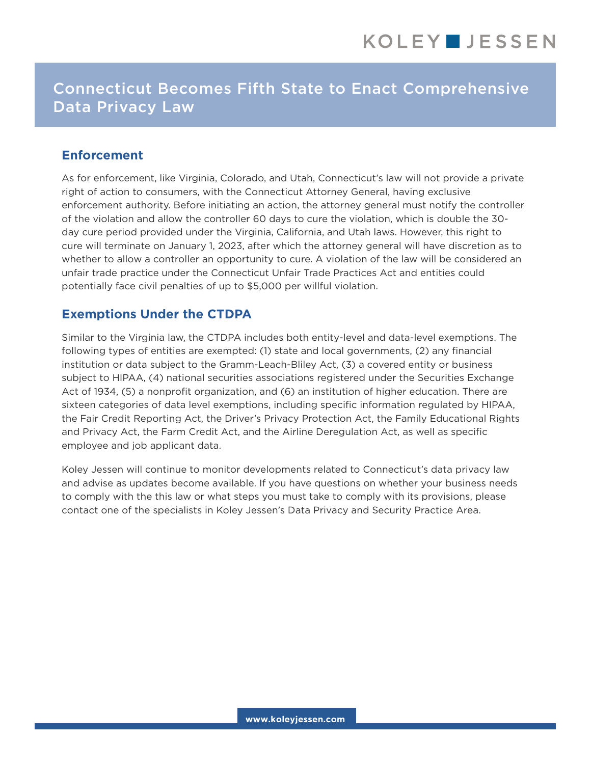# Connecticut Becomes Fifth State to Enact Comprehensive Data Privacy Law

## Enforcement

As for enforcement, like Virginia, Colorado, and Utah, Connecticut's law will not provide a private right of action to consumers, with the Connecticut Attorney General, having exclusive enforcement authority. Before initiating an action, the attorney general must notify the controller of the violation and allow the controller 60 days to cure the violation, which is double the 30-day cure period provided under the Virginia, California, and Utah laws. However, this right to cure will terminate on January 1, 2023, after which the attorney general will have discretion as to whether to allow a controller an opportunity to cure. A violation of the law will be considered an unfair trade practice under the Connecticut Unfair Trade Practices Act and entities could potentially face civil penalties of up to $5,000 per willful violation.

## Exemptions Under the CTDPA

Similar to the Virginia law, the CTDPA includes both entity-level and data-level exemptions. The following types of entities are exempted: (1) state and local governments, (2) any financial institution or data subject to the Gramm-Leach-Bliley Act, (3) a covered entity or business subject to HIPAA, (4) national securities associations registered under the Securities Exchange Act of 1934, (5) a nonprofit organization, and (6) an institution of higher education. There are sixteen categories of data level exemptions, including specific information regulated by HIPAA, the Fair Credit Reporting Act, the Driver's Privacy Protection Act, the Family Educational Rights and Privacy Act, the Farm Credit Act, and the Airline Deregulation Act, as well as specific employee and job applicant data.

Koley Jessen will continue to monitor developments related to Connecticut's data privacy law and advise as updates become available. If you have questions on whether your business needs to comply with the this law or what steps you must take to comply with its provisions, please contact one of the specialists in Koley Jessen's Data Privacy and Security Practice Area.